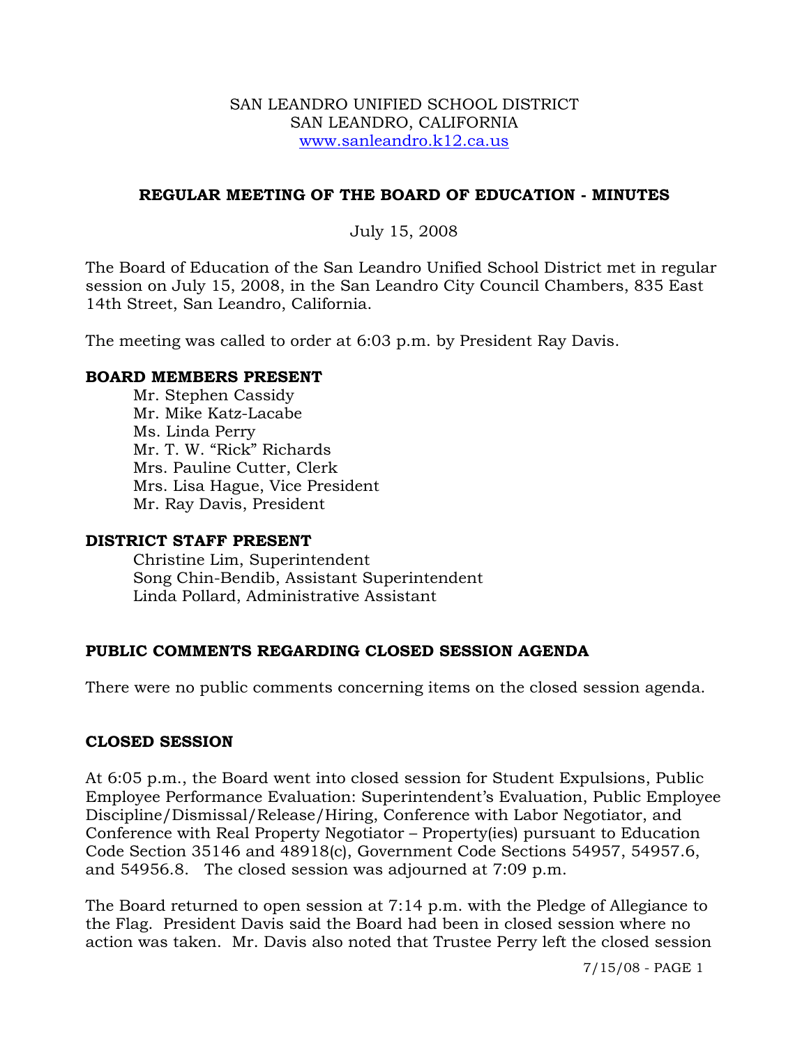SAN LEANDRO UNIFIED SCHOOL DISTRICT
SAN LEANDRO, CALIFORNIA
www.sanleandro.k12.ca.us

## REGULAR MEETING OF THE BOARD OF EDUCATION - MINUTES

July 15, 2008

The Board of Education of the San Leandro Unified School District met in regular session on July 15, 2008, in the San Leandro City Council Chambers, 835 East 14th Street, San Leandro, California.

The meeting was called to order at 6:03 p.m. by President Ray Davis.

### BOARD MEMBERS PRESENT

Mr. Stephen Cassidy
Mr. Mike Katz-Lacabe
Ms. Linda Perry
Mr. T. W. "Rick" Richards
Mrs. Pauline Cutter, Clerk
Mrs. Lisa Hague, Vice President
Mr. Ray Davis, President

### DISTRICT STAFF PRESENT

Christine Lim, Superintendent
Song Chin-Bendib, Assistant Superintendent
Linda Pollard, Administrative Assistant

### PUBLIC COMMENTS REGARDING CLOSED SESSION AGENDA

There were no public comments concerning items on the closed session agenda.

### CLOSED SESSION

At 6:05 p.m., the Board went into closed session for Student Expulsions, Public Employee Performance Evaluation: Superintendent's Evaluation, Public Employee Discipline/Dismissal/Release/Hiring, Conference with Labor Negotiator, and Conference with Real Property Negotiator – Property(ies) pursuant to Education Code Section 35146 and 48918(c), Government Code Sections 54957, 54957.6, and 54956.8. The closed session was adjourned at 7:09 p.m.

The Board returned to open session at 7:14 p.m. with the Pledge of Allegiance to the Flag. President Davis said the Board had been in closed session where no action was taken. Mr. Davis also noted that Trustee Perry left the closed session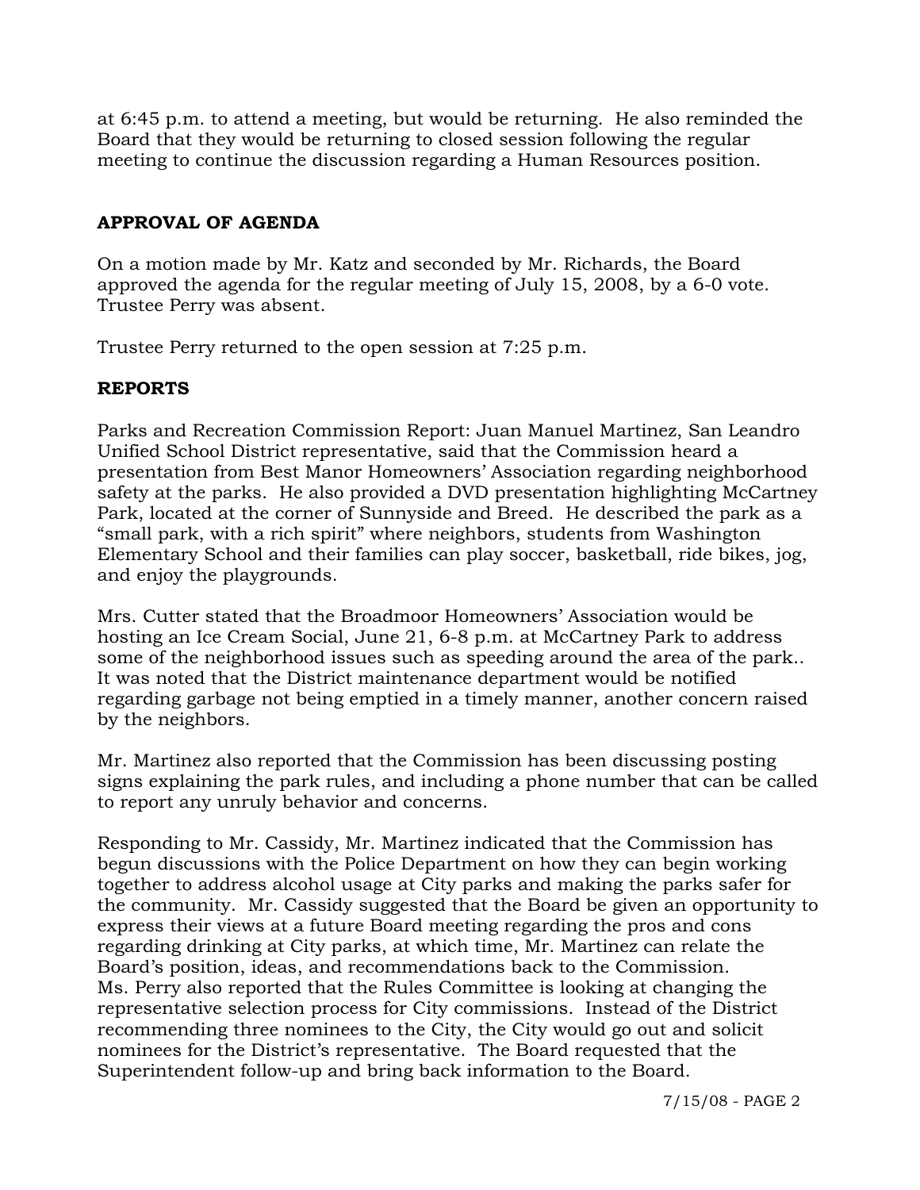at 6:45 p.m. to attend a meeting, but would be returning. He also reminded the Board that they would be returning to closed session following the regular meeting to continue the discussion regarding a Human Resources position.

**APPROVAL OF AGENDA**

On a motion made by Mr. Katz and seconded by Mr. Richards, the Board approved the agenda for the regular meeting of July 15, 2008, by a 6-0 vote. Trustee Perry was absent.

Trustee Perry returned to the open session at 7:25 p.m.

**REPORTS**

Parks and Recreation Commission Report: Juan Manuel Martinez, San Leandro Unified School District representative, said that the Commission heard a presentation from Best Manor Homeowners' Association regarding neighborhood safety at the parks. He also provided a DVD presentation highlighting McCartney Park, located at the corner of Sunnyside and Breed. He described the park as a "small park, with a rich spirit" where neighbors, students from Washington Elementary School and their families can play soccer, basketball, ride bikes, jog, and enjoy the playgrounds.

Mrs. Cutter stated that the Broadmoor Homeowners' Association would be hosting an Ice Cream Social, June 21, 6-8 p.m. at McCartney Park to address some of the neighborhood issues such as speeding around the area of the park.. It was noted that the District maintenance department would be notified regarding garbage not being emptied in a timely manner, another concern raised by the neighbors.

Mr. Martinez also reported that the Commission has been discussing posting signs explaining the park rules, and including a phone number that can be called to report any unruly behavior and concerns.

Responding to Mr. Cassidy, Mr. Martinez indicated that the Commission has begun discussions with the Police Department on how they can begin working together to address alcohol usage at City parks and making the parks safer for the community. Mr. Cassidy suggested that the Board be given an opportunity to express their views at a future Board meeting regarding the pros and cons regarding drinking at City parks, at which time, Mr. Martinez can relate the Board's position, ideas, and recommendations back to the Commission.
Ms. Perry also reported that the Rules Committee is looking at changing the representative selection process for City commissions. Instead of the District recommending three nominees to the City, the City would go out and solicit nominees for the District's representative. The Board requested that the Superintendent follow-up and bring back information to the Board.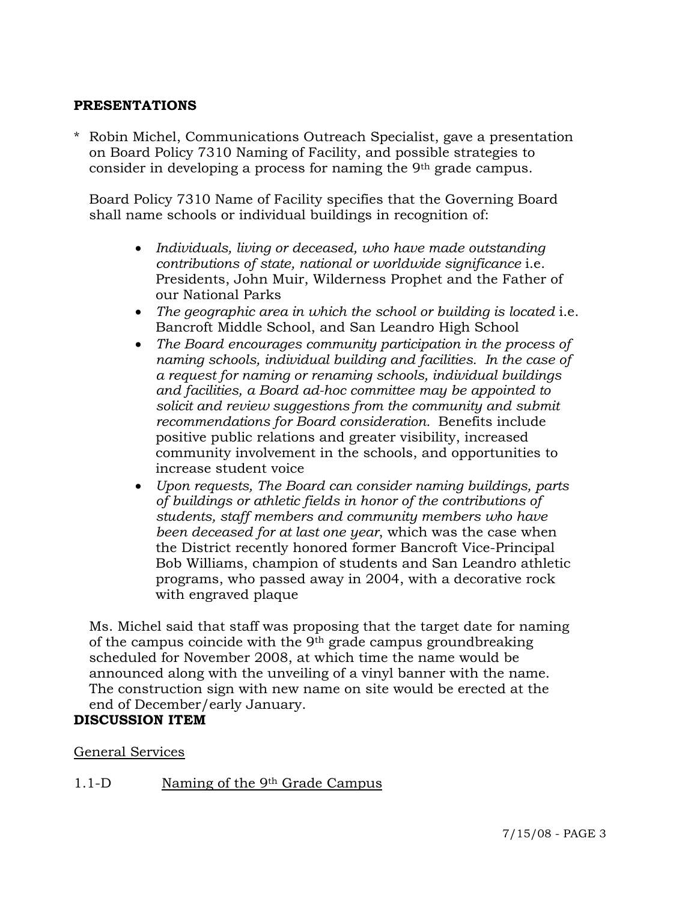**PRESENTATIONS**

* Robin Michel, Communications Outreach Specialist, gave a presentation on Board Policy 7310 Naming of Facility, and possible strategies to consider in developing a process for naming the 9th grade campus.

  Board Policy 7310 Name of Facility specifies that the Governing Board shall name schools or individual buildings in recognition of:

  - *Individuals, living or deceased, who have made outstanding contributions of state, national or worldwide significance* i.e. Presidents, John Muir, Wilderness Prophet and the Father of our National Parks
  - *The geographic area in which the school or building is located* i.e. Bancroft Middle School, and San Leandro High School
  - *The Board encourages community participation in the process of naming schools, individual building and facilities. In the case of a request for naming or renaming schools, individual buildings and facilities, a Board ad-hoc committee may be appointed to solicit and review suggestions from the community and submit recommendations for Board consideration.* Benefits include positive public relations and greater visibility, increased community involvement in the schools, and opportunities to increase student voice
  - *Upon requests, The Board can consider naming buildings, parts of buildings or athletic fields in honor of the contributions of students, staff members and community members who have been deceased for at last one year*, which was the case when the District recently honored former Bancroft Vice-Principal Bob Williams, champion of students and San Leandro athletic programs, who passed away in 2004, with a decorative rock with engraved plaque

  Ms. Michel said that staff was proposing that the target date for naming of the campus coincide with the 9th grade campus groundbreaking scheduled for November 2008, at which time the name would be announced along with the unveiling of a vinyl banner with the name. The construction sign with new name on site would be erected at the end of December/early January.

**DISCUSSION ITEM**

General Services

1.1-D Naming of the 9th Grade Campus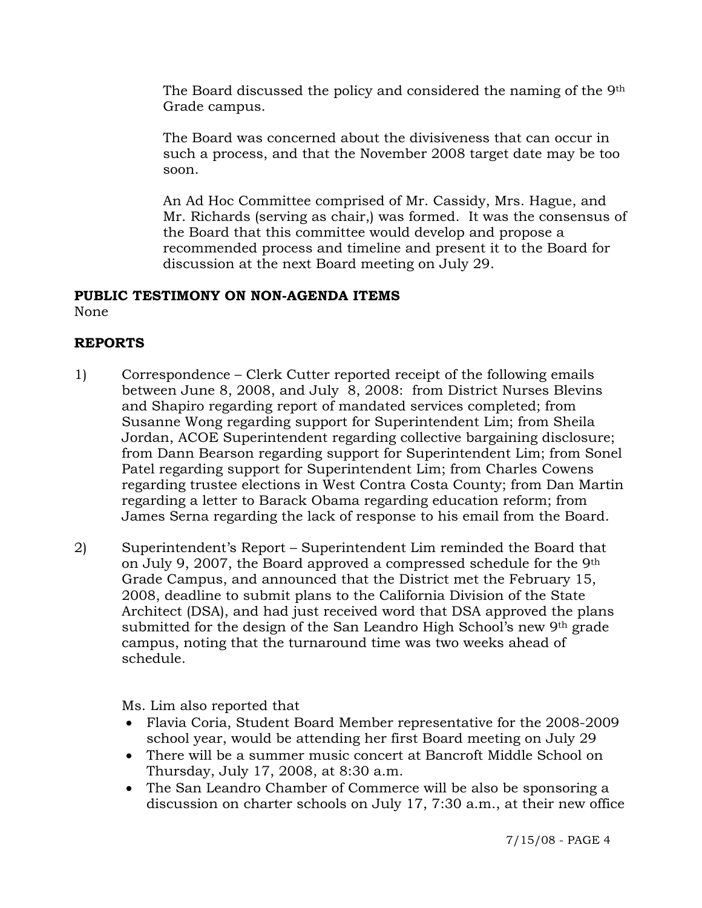The Board discussed the policy and considered the naming of the 9th Grade campus.

The Board was concerned about the divisiveness that can occur in such a process, and that the November 2008 target date may be too soon.

An Ad Hoc Committee comprised of Mr. Cassidy, Mrs. Hague, and Mr. Richards (serving as chair,) was formed. It was the consensus of the Board that this committee would develop and propose a recommended process and timeline and present it to the Board for discussion at the next Board meeting on July 29.

**PUBLIC TESTIMONY ON NON-AGENDA ITEMS**

None

**REPORTS**

1) Correspondence – Clerk Cutter reported receipt of the following emails between June 8, 2008, and July 8, 2008: from District Nurses Blevins and Shapiro regarding report of mandated services completed; from Susanne Wong regarding support for Superintendent Lim; from Sheila Jordan, ACOE Superintendent regarding collective bargaining disclosure; from Dann Bearson regarding support for Superintendent Lim; from Sonel Patel regarding support for Superintendent Lim; from Charles Cowens regarding trustee elections in West Contra Costa County; from Dan Martin regarding a letter to Barack Obama regarding education reform; from James Serna regarding the lack of response to his email from the Board.

2) Superintendent's Report – Superintendent Lim reminded the Board that on July 9, 2007, the Board approved a compressed schedule for the 9th Grade Campus, and announced that the District met the February 15, 2008, deadline to submit plans to the California Division of the State Architect (DSA), and had just received word that DSA approved the plans submitted for the design of the San Leandro High School's new 9th grade campus, noting that the turnaround time was two weeks ahead of schedule.

   Ms. Lim also reported that

   - Flavia Coria, Student Board Member representative for the 2008-2009 school year, would be attending her first Board meeting on July 29
   - There will be a summer music concert at Bancroft Middle School on Thursday, July 17, 2008, at 8:30 a.m.
   - The San Leandro Chamber of Commerce will be also be sponsoring a discussion on charter schools on July 17, 7:30 a.m., at their new office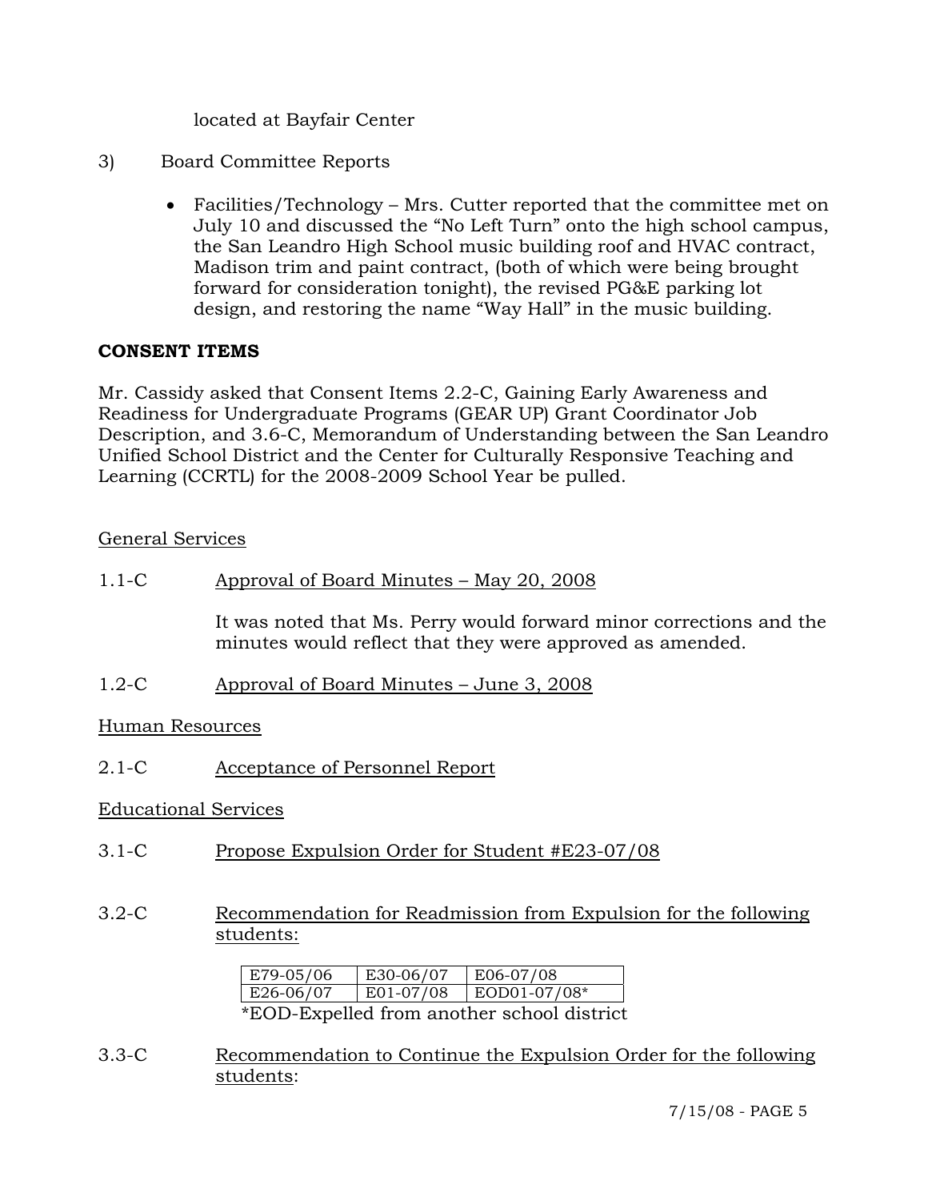located at Bayfair Center

3) Board Committee Reports

- Facilities/Technology – Mrs. Cutter reported that the committee met on July 10 and discussed the "No Left Turn" onto the high school campus, the San Leandro High School music building roof and HVAC contract, Madison trim and paint contract, (both of which were being brought forward for consideration tonight), the revised PG&E parking lot design, and restoring the name "Way Hall" in the music building.

**CONSENT ITEMS**

Mr. Cassidy asked that Consent Items 2.2-C, Gaining Early Awareness and Readiness for Undergraduate Programs (GEAR UP) Grant Coordinator Job Description, and 3.6-C, Memorandum of Understanding between the San Leandro Unified School District and the Center for Culturally Responsive Teaching and Learning (CCRTL) for the 2008-2009 School Year be pulled.

General Services

1.1-C Approval of Board Minutes – May 20, 2008

It was noted that Ms. Perry would forward minor corrections and the minutes would reflect that they were approved as amended.

1.2-C Approval of Board Minutes – June 3, 2008

Human Resources

2.1-C Acceptance of Personnel Report

Educational Services

3.1-C Propose Expulsion Order for Student #E23-07/08

3.2-C Recommendation for Readmission from Expulsion for the following students:

| | | |
|---|---|---|
| E79-05/06 | E30-06/07 | E06-07/08 |
| E26-06/07 | E01-07/08 | EOD01-07/08* |

*EOD-Expelled from another school district

3.3-C Recommendation to Continue the Expulsion Order for the following students: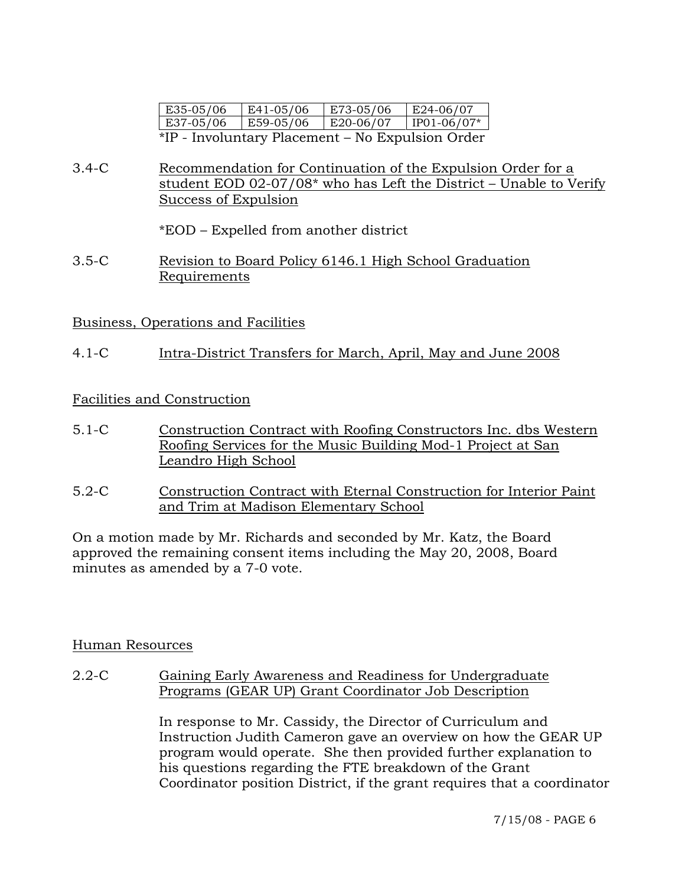| E35-05/06 | E41-05/06 | E73-05/06 | E24-06/07 |
|---|---|---|---|
| E37-05/06 | E59-05/06 | E20-06/07 | IP01-06/07* |

*IP - Involuntary Placement – No Expulsion Order

3.4-C Recommendation for Continuation of the Expulsion Order for a student EOD 02-07/08* who has Left the District – Unable to Verify Success of Expulsion

*EOD – Expelled from another district

3.5-C Revision to Board Policy 6146.1 High School Graduation Requirements

Business, Operations and Facilities

4.1-C Intra-District Transfers for March, April, May and June 2008

Facilities and Construction

5.1-C Construction Contract with Roofing Constructors Inc. dbs Western Roofing Services for the Music Building Mod-1 Project at San Leandro High School

5.2-C Construction Contract with Eternal Construction for Interior Paint and Trim at Madison Elementary School

On a motion made by Mr. Richards and seconded by Mr. Katz, the Board approved the remaining consent items including the May 20, 2008, Board minutes as amended by a 7-0 vote.

Human Resources

2.2-C Gaining Early Awareness and Readiness for Undergraduate Programs (GEAR UP) Grant Coordinator Job Description

In response to Mr. Cassidy, the Director of Curriculum and Instruction Judith Cameron gave an overview on how the GEAR UP program would operate. She then provided further explanation to his questions regarding the FTE breakdown of the Grant Coordinator position District, if the grant requires that a coordinator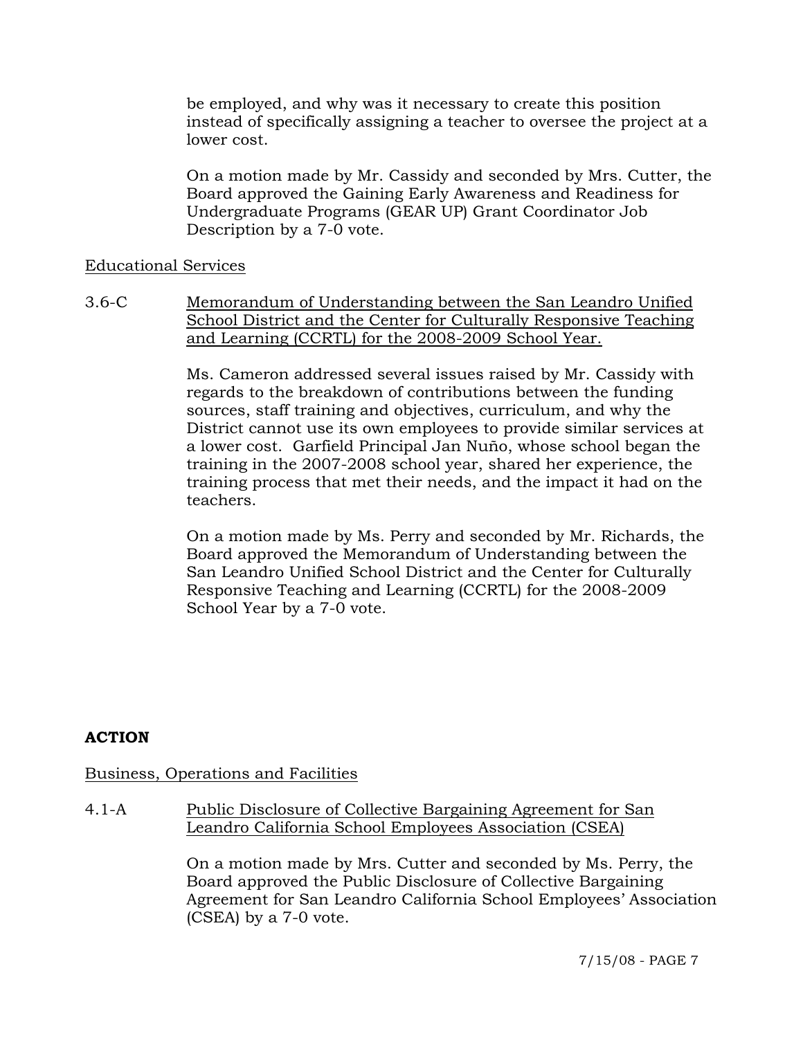be employed, and why was it necessary to create this position instead of specifically assigning a teacher to oversee the project at a lower cost.

On a motion made by Mr. Cassidy and seconded by Mrs. Cutter, the Board approved the Gaining Early Awareness and Readiness for Undergraduate Programs (GEAR UP) Grant Coordinator Job Description by a 7-0 vote.

Educational Services

3.6-C Memorandum of Understanding between the San Leandro Unified School District and the Center for Culturally Responsive Teaching and Learning (CCRTL) for the 2008-2009 School Year.

Ms. Cameron addressed several issues raised by Mr. Cassidy with regards to the breakdown of contributions between the funding sources, staff training and objectives, curriculum, and why the District cannot use its own employees to provide similar services at a lower cost. Garfield Principal Jan Nuño, whose school began the training in the 2007-2008 school year, shared her experience, the training process that met their needs, and the impact it had on the teachers.

On a motion made by Ms. Perry and seconded by Mr. Richards, the Board approved the Memorandum of Understanding between the San Leandro Unified School District and the Center for Culturally Responsive Teaching and Learning (CCRTL) for the 2008-2009 School Year by a 7-0 vote.

**ACTION**

Business, Operations and Facilities

4.1-A Public Disclosure of Collective Bargaining Agreement for San Leandro California School Employees Association (CSEA)

On a motion made by Mrs. Cutter and seconded by Ms. Perry, the Board approved the Public Disclosure of Collective Bargaining Agreement for San Leandro California School Employees' Association (CSEA) by a 7-0 vote.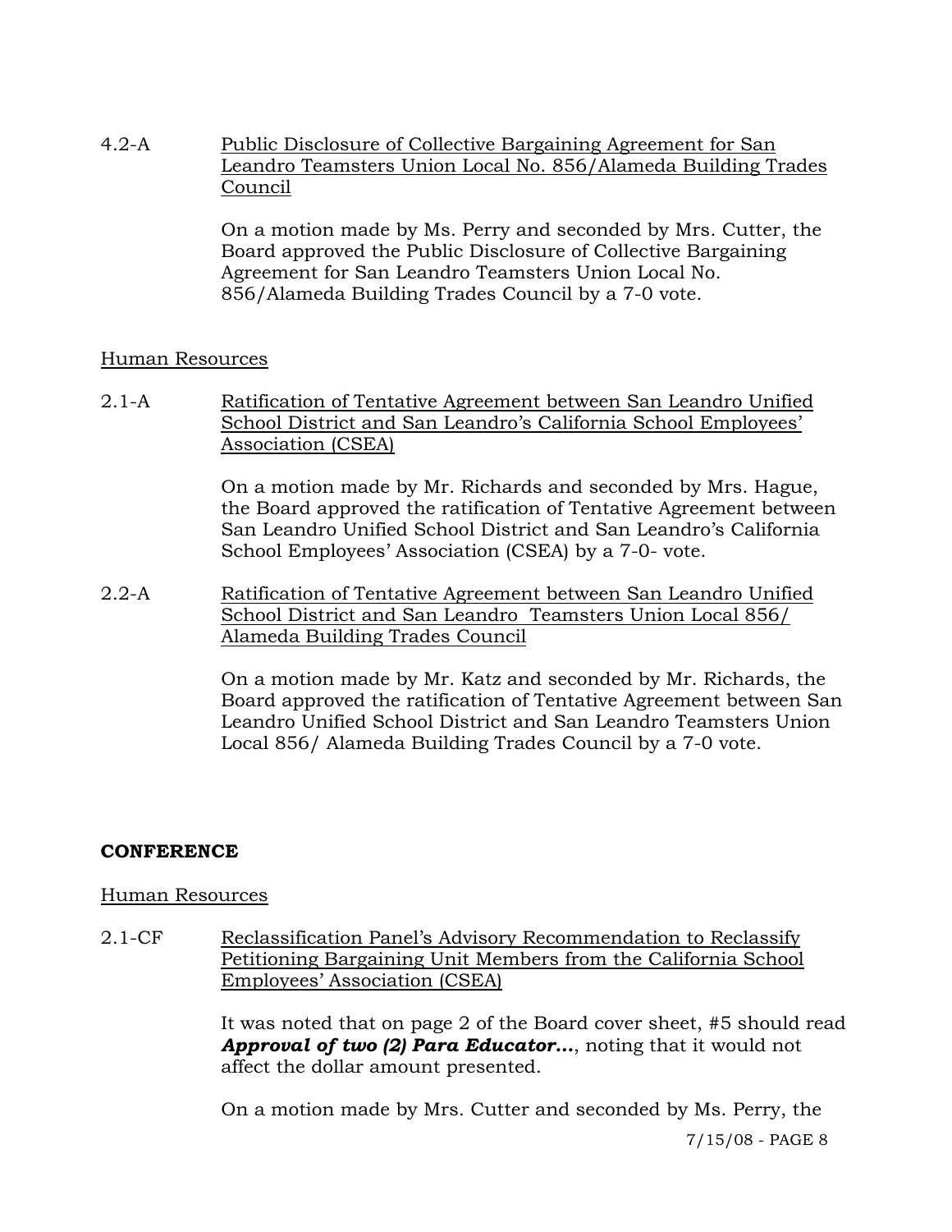4.2-A Public Disclosure of Collective Bargaining Agreement for San Leandro Teamsters Union Local No. 856/Alameda Building Trades Council

On a motion made by Ms. Perry and seconded by Mrs. Cutter, the Board approved the Public Disclosure of Collective Bargaining Agreement for San Leandro Teamsters Union Local No. 856/Alameda Building Trades Council by a 7-0 vote.

Human Resources

2.1-A Ratification of Tentative Agreement between San Leandro Unified School District and San Leandro's California School Employees' Association (CSEA)

On a motion made by Mr. Richards and seconded by Mrs. Hague, the Board approved the ratification of Tentative Agreement between San Leandro Unified School District and San Leandro's California School Employees' Association (CSEA) by a 7-0- vote.

2.2-A Ratification of Tentative Agreement between San Leandro Unified School District and San Leandro Teamsters Union Local 856/ Alameda Building Trades Council

On a motion made by Mr. Katz and seconded by Mr. Richards, the Board approved the ratification of Tentative Agreement between San Leandro Unified School District and San Leandro Teamsters Union Local 856/ Alameda Building Trades Council by a 7-0 vote.

**CONFERENCE**

Human Resources

2.1-CF Reclassification Panel's Advisory Recommendation to Reclassify Petitioning Bargaining Unit Members from the California School Employees' Association (CSEA)

It was noted that on page 2 of the Board cover sheet, #5 should read ***Approval of two (2) Para Educator…***, noting that it would not affect the dollar amount presented.

On a motion made by Mrs. Cutter and seconded by Ms. Perry, the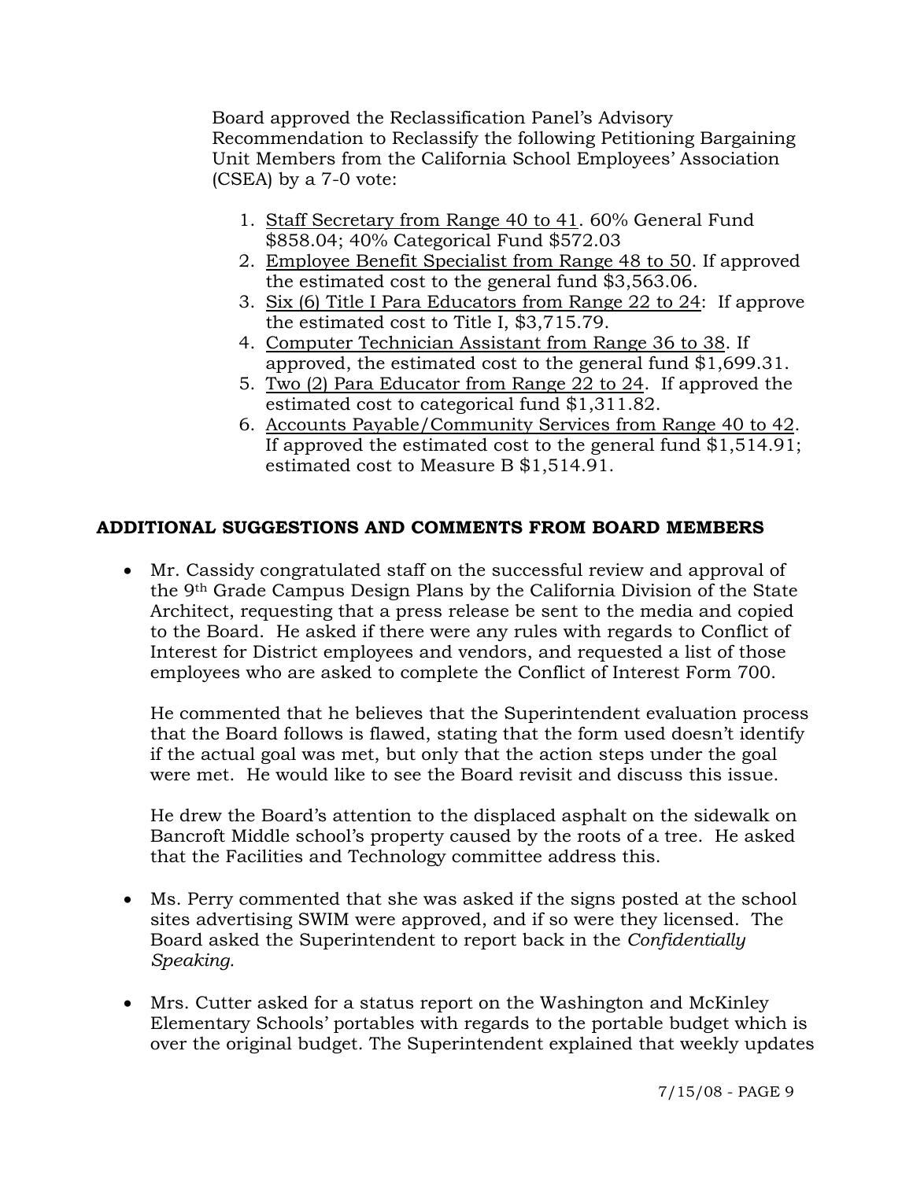Board approved the Reclassification Panel's Advisory Recommendation to Reclassify the following Petitioning Bargaining Unit Members from the California School Employees' Association (CSEA) by a 7-0 vote:

1. Staff Secretary from Range 40 to 41. 60% General Fund $858.04; 40% Categorical Fund $572.03
2. Employee Benefit Specialist from Range 48 to 50. If approved the estimated cost to the general fund $3,563.06.
3. Six (6) Title I Para Educators from Range 22 to 24: If approve the estimated cost to Title I, $3,715.79.
4. Computer Technician Assistant from Range 36 to 38. If approved, the estimated cost to the general fund $1,699.31.
5. Two (2) Para Educator from Range 22 to 24. If approved the estimated cost to categorical fund $1,311.82.
6. Accounts Payable/Community Services from Range 40 to 42. If approved the estimated cost to the general fund $1,514.91; estimated cost to Measure B $1,514.91.

## ADDITIONAL SUGGESTIONS AND COMMENTS FROM BOARD MEMBERS

- Mr. Cassidy congratulated staff on the successful review and approval of the 9th Grade Campus Design Plans by the California Division of the State Architect, requesting that a press release be sent to the media and copied to the Board. He asked if there were any rules with regards to Conflict of Interest for District employees and vendors, and requested a list of those employees who are asked to complete the Conflict of Interest Form 700.

  He commented that he believes that the Superintendent evaluation process that the Board follows is flawed, stating that the form used doesn't identify if the actual goal was met, but only that the action steps under the goal were met. He would like to see the Board revisit and discuss this issue.

  He drew the Board's attention to the displaced asphalt on the sidewalk on Bancroft Middle school's property caused by the roots of a tree. He asked that the Facilities and Technology committee address this.

- Ms. Perry commented that she was asked if the signs posted at the school sites advertising SWIM were approved, and if so were they licensed. The Board asked the Superintendent to report back in the *Confidentially Speaking.*

- Mrs. Cutter asked for a status report on the Washington and McKinley Elementary Schools' portables with regards to the portable budget which is over the original budget. The Superintendent explained that weekly updates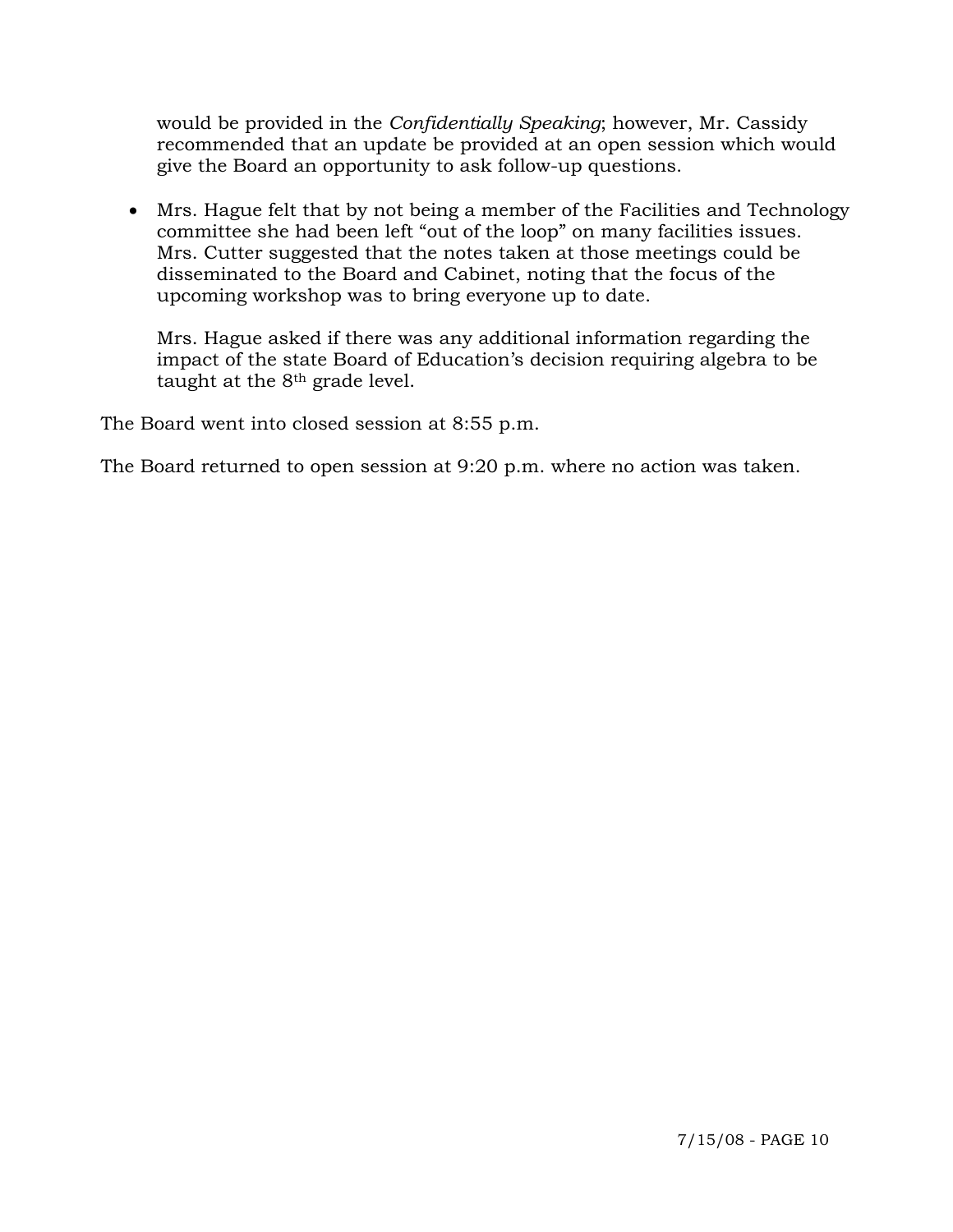would be provided in the *Confidentially Speaking*; however, Mr. Cassidy recommended that an update be provided at an open session which would give the Board an opportunity to ask follow-up questions.

- Mrs. Hague felt that by not being a member of the Facilities and Technology committee she had been left "out of the loop" on many facilities issues. Mrs. Cutter suggested that the notes taken at those meetings could be disseminated to the Board and Cabinet, noting that the focus of the upcoming workshop was to bring everyone up to date.

  Mrs. Hague asked if there was any additional information regarding the impact of the state Board of Education's decision requiring algebra to be taught at the 8th grade level.

The Board went into closed session at 8:55 p.m.

The Board returned to open session at 9:20 p.m. where no action was taken.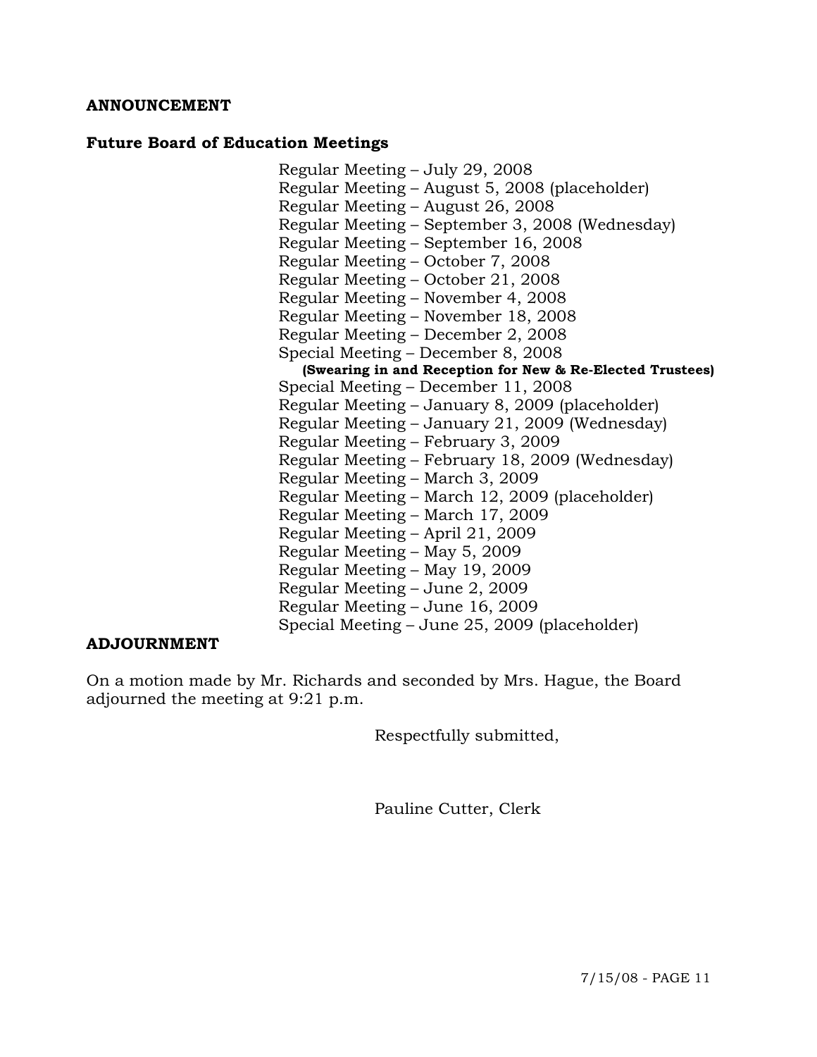**ANNOUNCEMENT**

**Future Board of Education Meetings**

Regular Meeting – July 29, 2008
Regular Meeting – August 5, 2008 (placeholder)
Regular Meeting – August 26, 2008
Regular Meeting – September 3, 2008 (Wednesday)
Regular Meeting – September 16, 2008
Regular Meeting – October 7, 2008
Regular Meeting – October 21, 2008
Regular Meeting – November 4, 2008
Regular Meeting – November 18, 2008
Regular Meeting – December 2, 2008
Special Meeting – December 8, 2008
**(Swearing in and Reception for New & Re-Elected Trustees)**
Special Meeting – December 11, 2008
Regular Meeting – January 8, 2009 (placeholder)
Regular Meeting – January 21, 2009 (Wednesday)
Regular Meeting – February 3, 2009
Regular Meeting – February 18, 2009 (Wednesday)
Regular Meeting – March 3, 2009
Regular Meeting – March 12, 2009 (placeholder)
Regular Meeting – March 17, 2009
Regular Meeting – April 21, 2009
Regular Meeting – May 5, 2009
Regular Meeting – May 19, 2009
Regular Meeting – June 2, 2009
Regular Meeting – June 16, 2009
Special Meeting – June 25, 2009 (placeholder)

**ADJOURNMENT**

On a motion made by Mr. Richards and seconded by Mrs. Hague, the Board adjourned the meeting at 9:21 p.m.

Respectfully submitted,

Pauline Cutter, Clerk